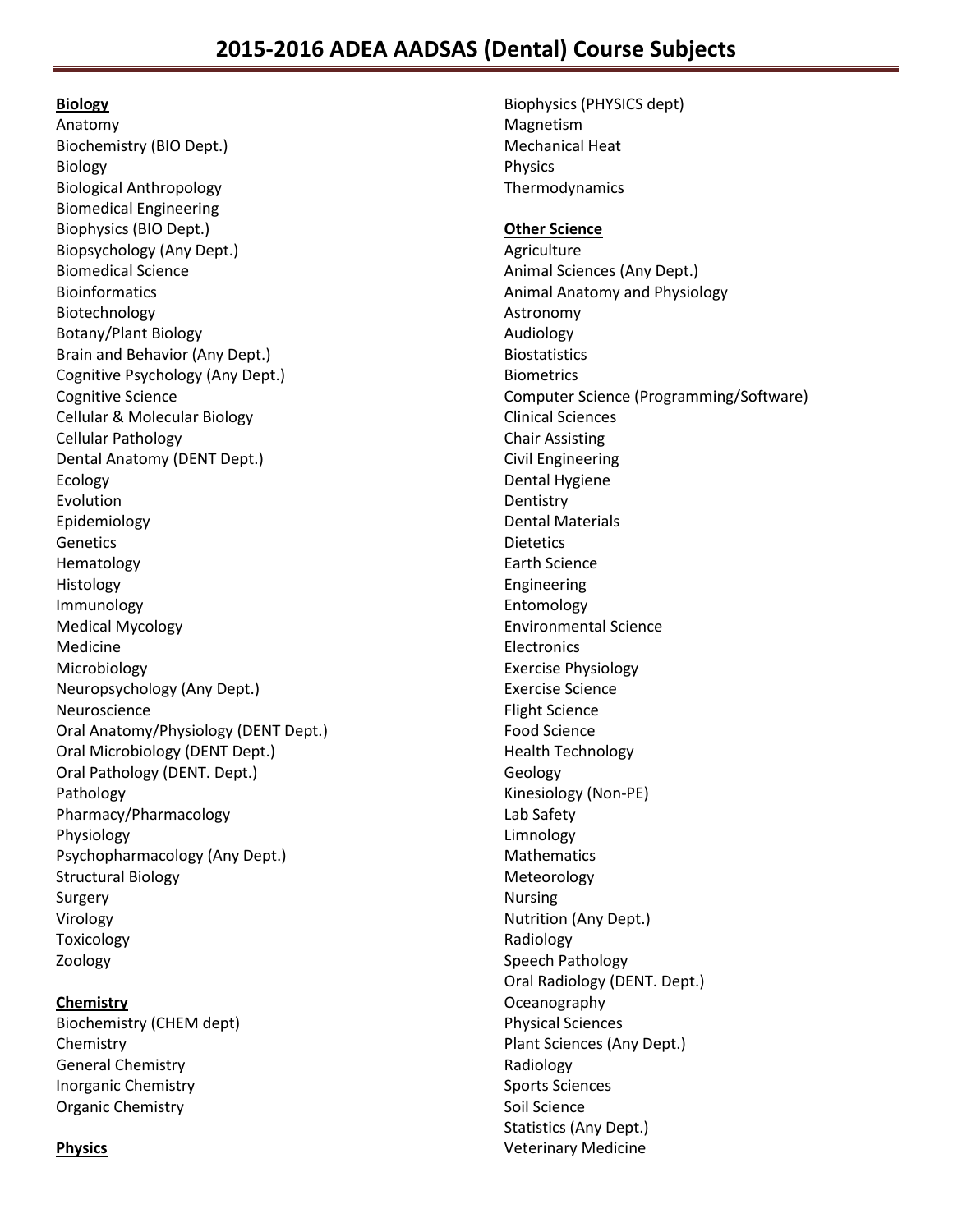# 2015-2016 ADEA AADSAS (Dental) Course Subjects

**Biology**

Anatomy
Biochemistry (BIO Dept.)
Biology
Biological Anthropology
Biomedical Engineering
Biophysics (BIO Dept.)
Biopsychology (Any Dept.)
Biomedical Science
Bioinformatics
Biotechnology
Botany/Plant Biology
Brain and Behavior (Any Dept.)
Cognitive Psychology (Any Dept.)
Cognitive Science
Cellular & Molecular Biology
Cellular Pathology
Dental Anatomy (DENT Dept.)
Ecology
Evolution
Epidemiology
Genetics
Hematology
Histology
Immunology
Medical Mycology
Medicine
Microbiology
Neuropsychology (Any Dept.)
Neuroscience
Oral Anatomy/Physiology (DENT Dept.)
Oral Microbiology (DENT Dept.)
Oral Pathology (DENT. Dept.)
Pathology
Pharmacy/Pharmacology
Physiology
Psychopharmacology (Any Dept.)
Structural Biology
Surgery
Virology
Toxicology
Zoology

**Chemistry**

Biochemistry (CHEM dept)
Chemistry
General Chemistry
Inorganic Chemistry
Organic Chemistry

**Physics**

Biophysics (PHYSICS dept)
Magnetism
Mechanical Heat
Physics
Thermodynamics

**Other Science**

Agriculture
Animal Sciences (Any Dept.)
Animal Anatomy and Physiology
Astronomy
Audiology
Biostatistics
Biometrics
Computer Science (Programming/Software)
Clinical Sciences
Chair Assisting
Civil Engineering
Dental Hygiene
Dentistry
Dental Materials
Dietetics
Earth Science
Engineering
Entomology
Environmental Science
Electronics
Exercise Physiology
Exercise Science
Flight Science
Food Science
Health Technology
Geology
Kinesiology (Non-PE)
Lab Safety
Limnology
Mathematics
Meteorology
Nursing
Nutrition (Any Dept.)
Radiology
Speech Pathology
Oral Radiology (DENT. Dept.)
Oceanography
Physical Sciences
Plant Sciences (Any Dept.)
Radiology
Sports Sciences
Soil Science
Statistics (Any Dept.)
Veterinary Medicine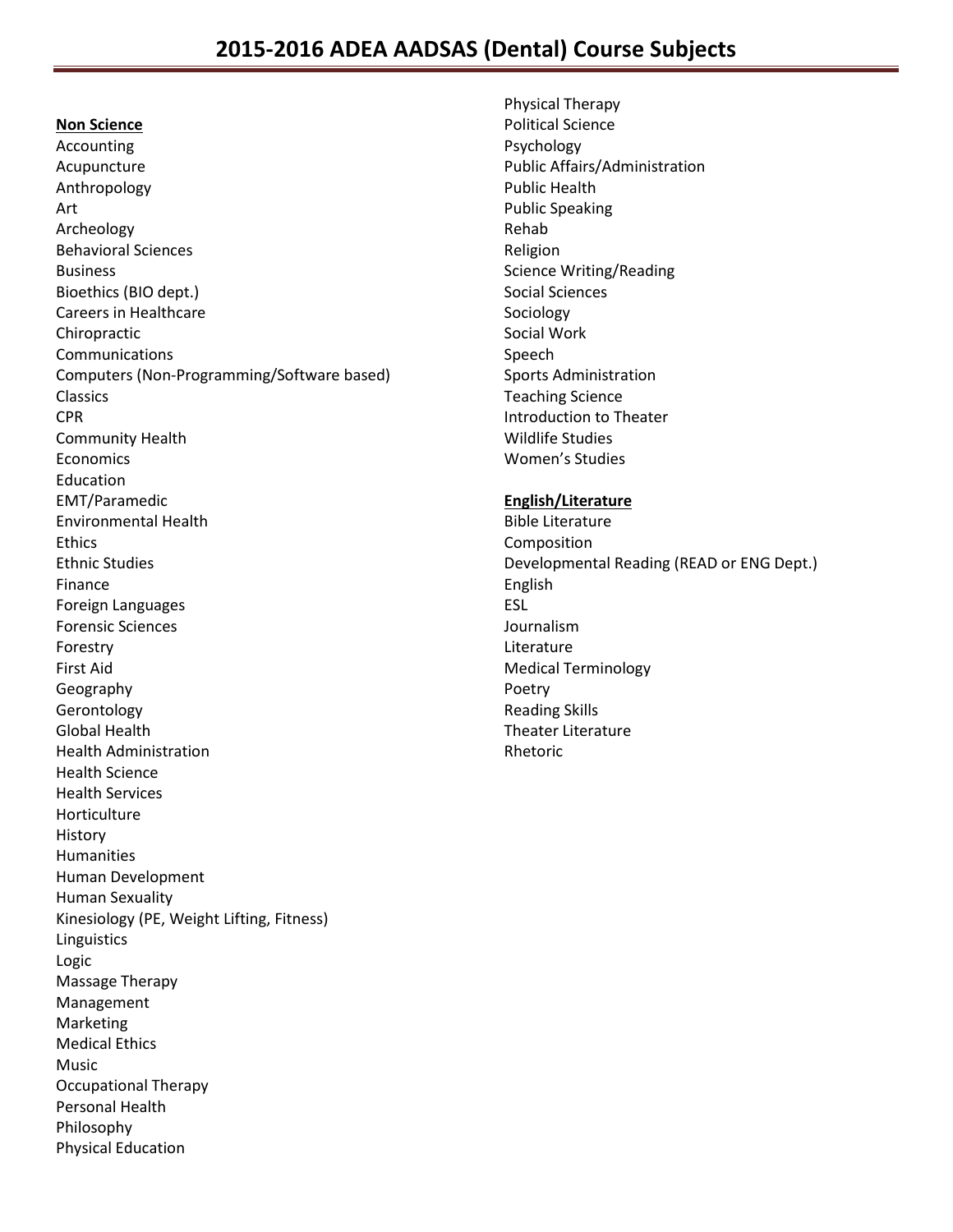# 2015-2016 ADEA AADSAS (Dental) Course Subjects

**Non Science**

Accounting
Acupuncture
Anthropology
Art
Archeology
Behavioral Sciences
Business
Bioethics (BIO dept.)
Careers in Healthcare
Chiropractic
Communications
Computers (Non-Programming/Software based)
Classics
CPR
Community Health
Economics
Education
EMT/Paramedic
Environmental Health
Ethics
Ethnic Studies
Finance
Foreign Languages
Forensic Sciences
Forestry
First Aid
Geography
Gerontology
Global Health
Health Administration
Health Science
Health Services
Horticulture
History
Humanities
Human Development
Human Sexuality
Kinesiology (PE, Weight Lifting, Fitness)
Linguistics
Logic
Massage Therapy
Management
Marketing
Medical Ethics
Music
Occupational Therapy
Personal Health
Philosophy
Physical Education
Physical Therapy
Political Science
Psychology
Public Affairs/Administration
Public Health
Public Speaking
Rehab
Religion
Science Writing/Reading
Social Sciences
Sociology
Social Work
Speech
Sports Administration
Teaching Science
Introduction to Theater
Wildlife Studies
Women's Studies

**English/Literature**

Bible Literature
Composition
Developmental Reading (READ or ENG Dept.)
English
ESL
Journalism
Literature
Medical Terminology
Poetry
Reading Skills
Theater Literature
Rhetoric